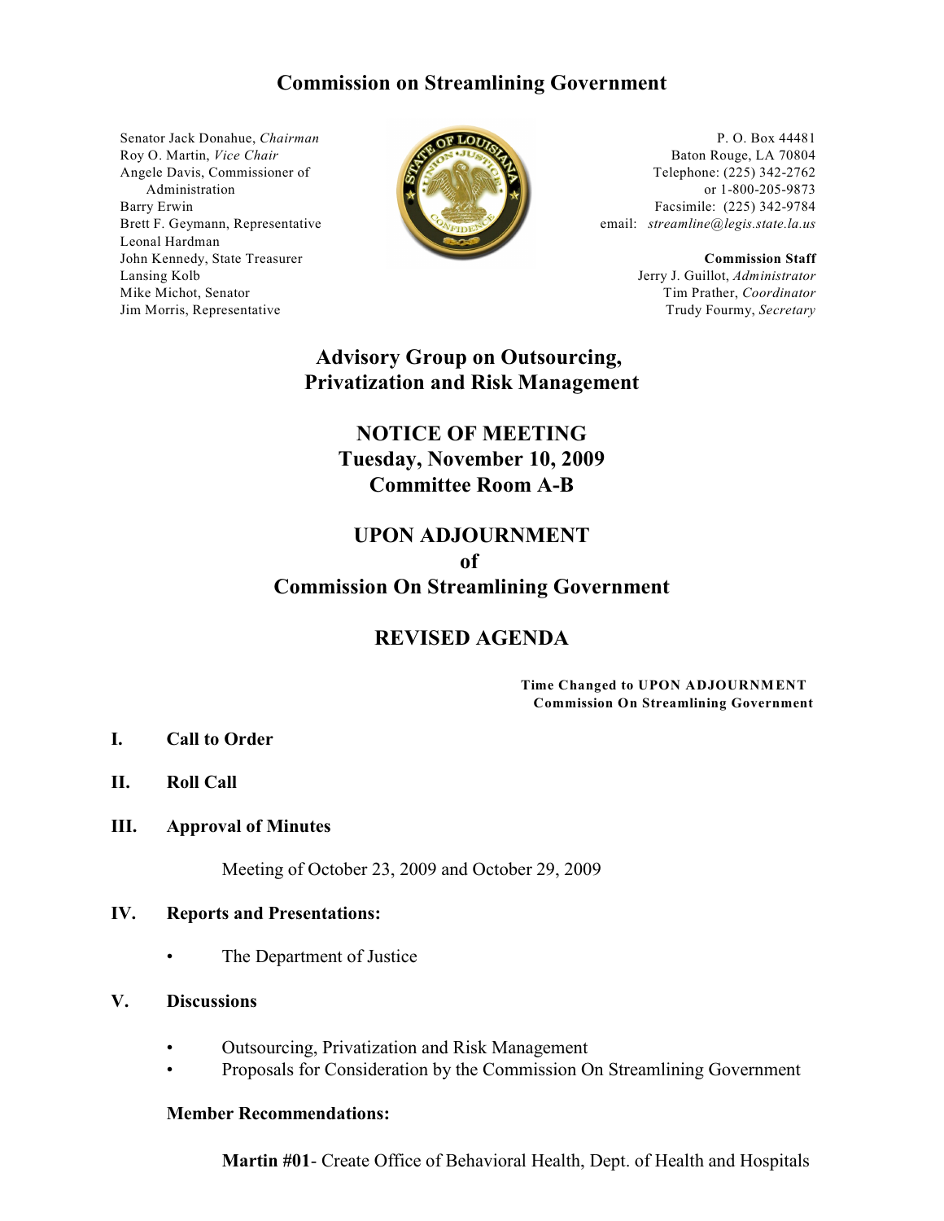# Commission on Streamlining Government

Senator Jack Donahue, *Chairman*
Roy O. Martin, *Vice Chair*
Angele Davis, Commissioner of Administration
Barry Erwin
Brett F. Geymann, Representative
Leonal Hardman
John Kennedy, State Treasurer
Lansing Kolb
Mike Michot, Senator
Jim Morris, Representative

P. O. Box 44481
Baton Rouge, LA 70804
Telephone: (225) 342-2762
or 1-800-205-9873
Facsimile: (225) 342-9784
email: *streamline@legis.state.la.us*

**Commission Staff**
Jerry J. Guillot, *Administrator*
Tim Prather, *Coordinator*
Trudy Fourmy, *Secretary*

## Advisory Group on Outsourcing, Privatization and Risk Management

## NOTICE OF MEETING
## Tuesday, November 10, 2009
## Committee Room A-B

## UPON ADJOURNMENT
## of
## Commission On Streamlining Government

## REVISED AGENDA

**Time Changed to UPON ADJOURNMENT**
**Commission On Streamlining Government**

**I. Call to Order**

**II. Roll Call**

**III. Approval of Minutes**

Meeting of October 23, 2009 and October 29, 2009

**IV. Reports and Presentations:**

- The Department of Justice

**V. Discussions**

- Outsourcing, Privatization and Risk Management
- Proposals for Consideration by the Commission On Streamlining Government

**Member Recommendations:**

**Martin #01**- Create Office of Behavioral Health, Dept. of Health and Hospitals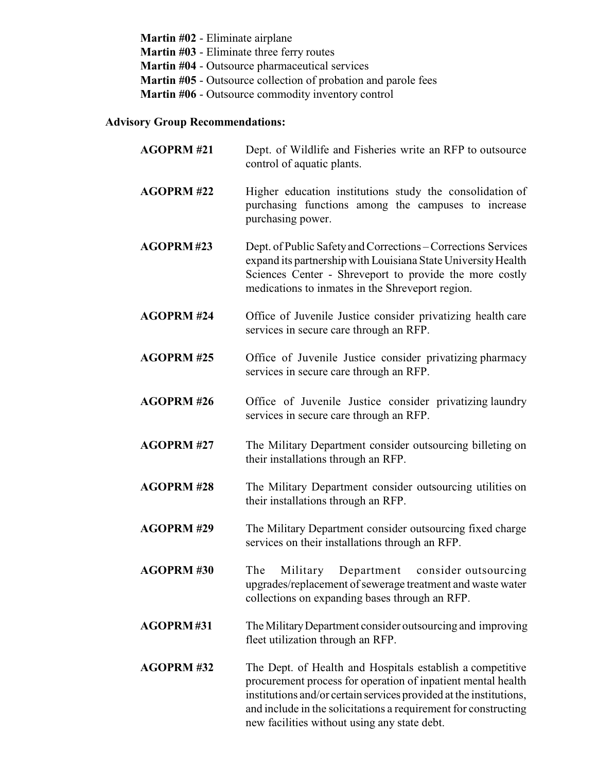**Martin #02** - Eliminate airplane
**Martin #03** - Eliminate three ferry routes
**Martin #04** - Outsource pharmaceutical services
**Martin #05** - Outsource collection of probation and parole fees
**Martin #06** - Outsource commodity inventory control

**Advisory Group Recommendations:**

**AGOPRM #21** Dept. of Wildlife and Fisheries write an RFP to outsource control of aquatic plants.

**AGOPRM #22** Higher education institutions study the consolidation of purchasing functions among the campuses to increase purchasing power.

**AGOPRM #23** Dept. of Public Safety and Corrections – Corrections Services expand its partnership with Louisiana State University Health Sciences Center - Shreveport to provide the more costly medications to inmates in the Shreveport region.

**AGOPRM #24** Office of Juvenile Justice consider privatizing health care services in secure care through an RFP.

**AGOPRM #25** Office of Juvenile Justice consider privatizing pharmacy services in secure care through an RFP.

**AGOPRM #26** Office of Juvenile Justice consider privatizing laundry services in secure care through an RFP.

**AGOPRM #27** The Military Department consider outsourcing billeting on their installations through an RFP.

**AGOPRM #28** The Military Department consider outsourcing utilities on their installations through an RFP.

**AGOPRM #29** The Military Department consider outsourcing fixed charge services on their installations through an RFP.

**AGOPRM #30** The Military Department consider outsourcing upgrades/replacement of sewerage treatment and waste water collections on expanding bases through an RFP.

**AGOPRM #31** The Military Department consider outsourcing and improving fleet utilization through an RFP.

**AGOPRM #32** The Dept. of Health and Hospitals establish a competitive procurement process for operation of inpatient mental health institutions and/or certain services provided at the institutions, and include in the solicitations a requirement for constructing new facilities without using any state debt.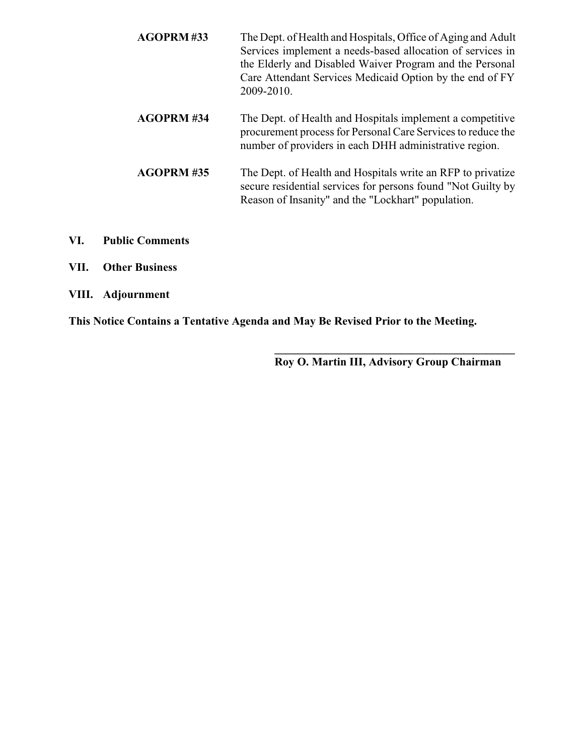**AGOPRM #33** The Dept. of Health and Hospitals, Office of Aging and Adult Services implement a needs-based allocation of services in the Elderly and Disabled Waiver Program and the Personal Care Attendant Services Medicaid Option by the end of FY 2009-2010.

**AGOPRM #34** The Dept. of Health and Hospitals implement a competitive procurement process for Personal Care Services to reduce the number of providers in each DHH administrative region.

**AGOPRM #35** The Dept. of Health and Hospitals write an RFP to privatize secure residential services for persons found "Not Guilty by Reason of Insanity" and the "Lockhart" population.

**VI. Public Comments**

**VII. Other Business**

**VIII. Adjournment**

**This Notice Contains a Tentative Agenda and May Be Revised Prior to the Meeting.**

\_\_\_\_\_\_\_\_\_\_\_\_\_\_\_\_\_\_\_\_\_\_\_\_\_\_\_\_\_\_\_\_\_\_\_\_\_\_\_\_\_\_

**Roy O. Martin III, Advisory Group Chairman**